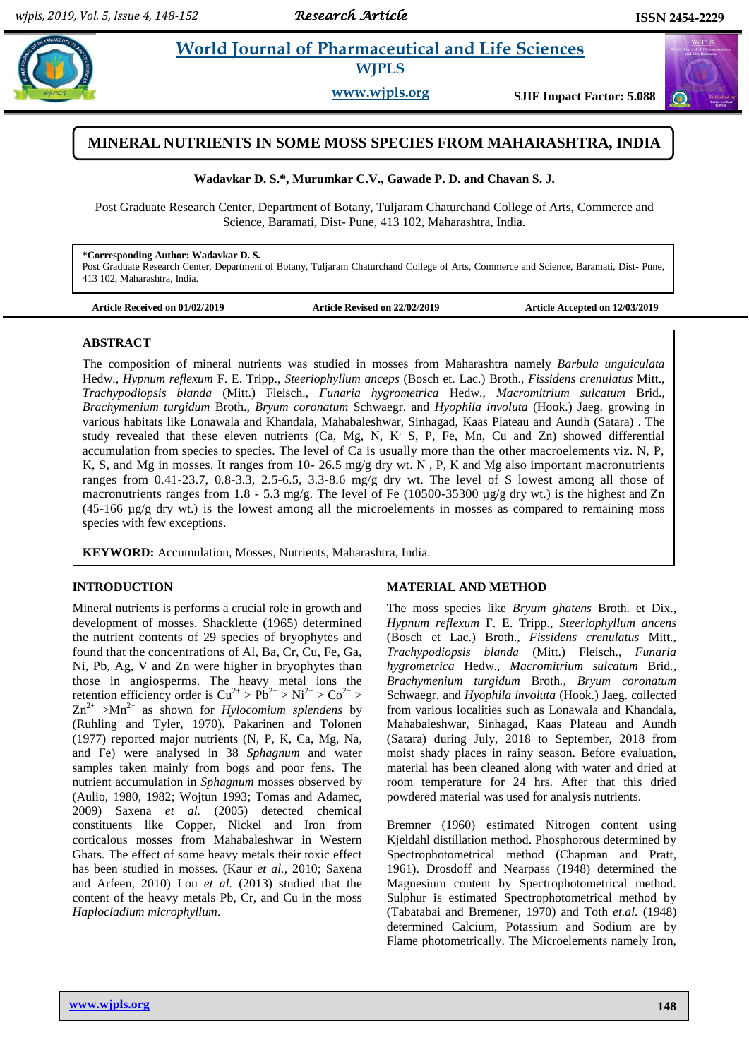# MINERAL NUTRIENTS IN SOME MOSS SPECIES FROM MAHARASHTRA, INDIA

**Wadavkar D. S.*, Murumkar C.V., Gawade P. D. and Chavan S. J.**

Post Graduate Research Center, Department of Botany, Tuljaram Chaturchand College of Arts, Commerce and Science, Baramati, Dist- Pune, 413 102, Maharashtra, India.

**\*Corresponding Author: Wadavkar D. S.**
Post Graduate Research Center, Department of Botany, Tuljaram Chaturchand College of Arts, Commerce and Science, Baramati, Dist- Pune, 413 102, Maharashtra, India.

**Article Received on 01/02/2019** | **Article Revised on 22/02/2019** | **Article Accepted on 12/03/2019**

## ABSTRACT

The composition of mineral nutrients was studied in mosses from Maharashtra namely *Barbula unguiculata* Hedw., *Hypnum reflexum* F. E. Tripp., *Steeriophyllum anceps* (Bosch et. Lac.) Broth., *Fissidens crenulatus* Mitt., *Trachypodiopsis blanda* (Mitt.) Fleisch., *Funaria hygrometrica* Hedw., *Macromitrium sulcatum* Brid., *Brachymenium turgidum* Broth., *Bryum coronatum* Schwaegr. and *Hyophila involuta* (Hook.) Jaeg. growing in various habitats like Lonawala and Khandala, Mahabaleshwar, Sinhagad, Kaas Plateau and Aundh (Satara) . The study revealed that these eleven nutrients (Ca, Mg, N, K, S, P, Fe, Mn, Cu and Zn) showed differential accumulation from species to species. The level of Ca is usually more than the other macroelements viz. N, P, K, S, and Mg in mosses. It ranges from 10- 26.5 mg/g dry wt. N , P, K and Mg also important macronutrients ranges from 0.41-23.7, 0.8-3.3, 2.5-6.5, 3.3-8.6 mg/g dry wt. The level of S lowest among all those of macronutrients ranges from 1.8 - 5.3 mg/g. The level of Fe (10500-35300 µg/g dry wt.) is the highest and Zn (45-166 µg/g dry wt.) is the lowest among all the microelements in mosses as compared to remaining moss species with few exceptions.

**KEYWORD:** Accumulation, Mosses, Nutrients, Maharashtra, India.

## INTRODUCTION

Mineral nutrients is performs a crucial role in growth and development of mosses. Shacklette (1965) determined the nutrient contents of 29 species of bryophytes and found that the concentrations of Al, Ba, Cr, Cu, Fe, Ga, Ni, Pb, Ag, V and Zn were higher in bryophytes than those in angiosperms. The heavy metal ions the retention efficiency order is $Cu^{2+} > Pb^{2+} > Ni^{2+} > Co^{2+} > Zn^{2+} > Mn^{2+}$ as shown for *Hylocomium splendens* by (Ruhling and Tyler, 1970). Pakarinen and Tolonen (1977) reported major nutrients (N, P, K, Ca, Mg, Na, and Fe) were analysed in 38 *Sphagnum* and water samples taken mainly from bogs and poor fens. The nutrient accumulation in *Sphagnum* mosses observed by (Aulio, 1980, 1982; Wojtun 1993; Tomas and Adamec, 2009) Saxena *et al.* (2005) detected chemical constituents like Copper, Nickel and Iron from corticalous mosses from Mahabaleshwar in Western Ghats. The effect of some heavy metals their toxic effect has been studied in mosses. (Kaur *et al.*, 2010; Saxena and Arfeen, 2010) Lou *et al.* (2013) studied that the content of the heavy metals Pb, Cr, and Cu in the moss *Haplocladium microphyllum*.

## MATERIAL AND METHOD

The moss species like *Bryum ghatens* Broth. et Dix., *Hypnum reflexum* F. E. Tripp., *Steeriophyllum ancens* (Bosch et Lac.) Broth., *Fissidens crenulatus* Mitt., *Trachypodiopsis blanda* (Mitt.) Fleisch., *Funaria hygrometrica* Hedw., *Macromitrium sulcatum* Brid., *Brachymenium turgidum* Broth., *Bryum coronatum* Schwaegr. and *Hyophila involuta* (Hook.) Jaeg. collected from various localities such as Lonawala and Khandala, Mahabaleshwar, Sinhagad, Kaas Plateau and Aundh (Satara) during July, 2018 to September, 2018 from moist shady places in rainy season. Before evaluation, material has been cleaned along with water and dried at room temperature for 24 hrs. After that this dried powdered material was used for analysis nutrients.

Bremner (1960) estimated Nitrogen content using Kjeldahl distillation method. Phosphorous determined by Spectrophotometrical method (Chapman and Pratt, 1961). Drosdoff and Nearpass (1948) determined the Magnesium content by Spectrophotometrical method. Sulphur is estimated Spectrophotometrical method by (Tabatabai and Bremener, 1970) and Toth *et.al.* (1948) determined Calcium, Potassium and Sodium are by Flame photometrically. The Microelements namely Iron,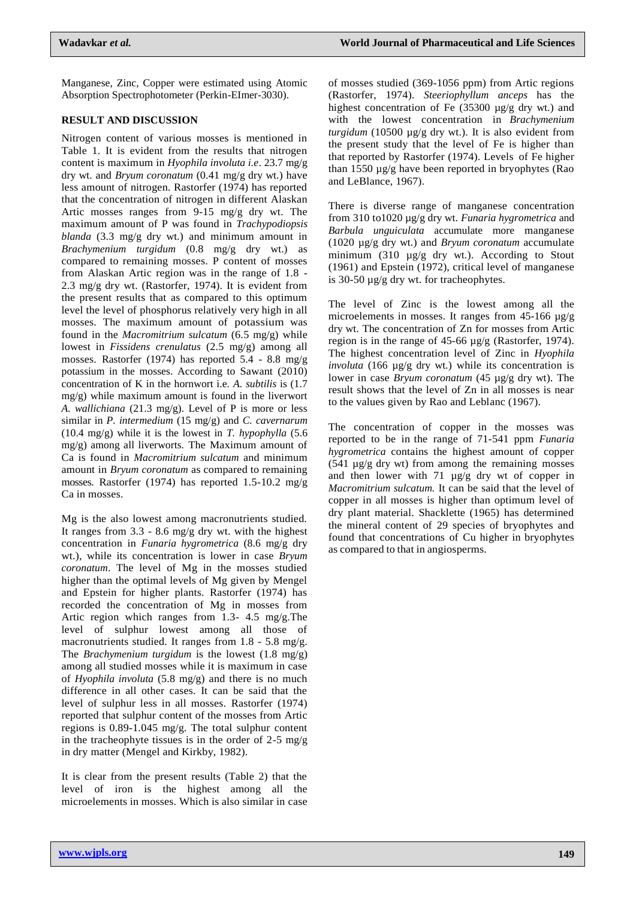Manganese, Zinc, Copper were estimated using Atomic Absorption Spectrophotometer (Perkin-EImer-3030).

## RESULT AND DISCUSSION

Nitrogen content of various mosses is mentioned in Table 1. It is evident from the results that nitrogen content is maximum in *Hyophila involuta i.e*. 23.7 mg/g dry wt. and *Bryum coronatum* (0.41 mg/g dry wt.) have less amount of nitrogen. Rastorfer (1974) has reported that the concentration of nitrogen in different Alaskan Artic mosses ranges from 9-15 mg/g dry wt. The maximum amount of P was found in *Trachypodiopsis blanda* (3.3 mg/g dry wt.) and minimum amount in *Brachymenium turgidum* (0.8 mg/g dry wt.) as compared to remaining mosses. P content of mosses from Alaskan Artic region was in the range of 1.8 - 2.3 mg/g dry wt. (Rastorfer, 1974). It is evident from the present results that as compared to this optimum level the level of phosphorus relatively very high in all mosses. The maximum amount of potassium was found in the *Macromitrium sulcatum* (6.5 mg/g) while lowest in *Fissidens crenulatus* (2.5 mg/g) among all mosses. Rastorfer (1974) has reported 5.4 - 8.8 mg/g potassium in the mosses. According to Sawant (2010) concentration of K in the hornwort i.e. *A. subtilis* is (1.7 mg/g) while maximum amount is found in the liverwort *A. wallichiana* (21.3 mg/g). Level of P is more or less similar in *P. intermedium* (15 mg/g) and *C. cavernarum* (10.4 mg/g) while it is the lowest in *T. hypophylla* (5.6 mg/g) among all liverworts. The Maximum amount of Ca is found in *Macromitrium sulcatum* and minimum amount in *Bryum coronatum* as compared to remaining mosses. Rastorfer (1974) has reported 1.5-10.2 mg/g Ca in mosses.

Mg is the also lowest among macronutrients studied. It ranges from 3.3 - 8.6 mg/g dry wt. with the highest concentration in *Funaria hygrometrica* (8.6 mg/g dry wt.), while its concentration is lower in case *Bryum coronatum*. The level of Mg in the mosses studied higher than the optimal levels of Mg given by Mengel and Epstein for higher plants. Rastorfer (1974) has recorded the concentration of Mg in mosses from Artic region which ranges from 1.3- 4.5 mg/g.The level of sulphur lowest among all those of macronutrients studied. It ranges from 1.8 - 5.8 mg/g. The *Brachymenium turgidum* is the lowest (1.8 mg/g) among all studied mosses while it is maximum in case of *Hyophila involuta* (5.8 mg/g) and there is no much difference in all other cases. It can be said that the level of sulphur less in all mosses. Rastorfer (1974) reported that sulphur content of the mosses from Artic regions is 0.89-1.045 mg/g. The total sulphur content in the tracheophyte tissues is in the order of 2-5 mg/g in dry matter (Mengel and Kirkby, 1982).

It is clear from the present results (Table 2) that the level of iron is the highest among all the microelements in mosses. Which is also similar in case of mosses studied (369-1056 ppm) from Artic regions (Rastorfer, 1974). *Steeriophyllum anceps* has the highest concentration of Fe (35300 µg/g dry wt.) and with the lowest concentration in *Brachymenium turgidum* (10500 µg/g dry wt.). It is also evident from the present study that the level of Fe is higher than that reported by Rastorfer (1974). Levels of Fe higher than 1550 µg/g have been reported in bryophytes (Rao and LeBlance, 1967).

There is diverse range of manganese concentration from 310 to1020 µg/g dry wt. *Funaria hygrometrica* and *Barbula unguiculata* accumulate more manganese (1020 µg/g dry wt.) and *Bryum coronatum* accumulate minimum (310 µg/g dry wt.). According to Stout (1961) and Epstein (1972), critical level of manganese is 30-50 µg/g dry wt. for tracheophytes.

The level of Zinc is the lowest among all the microelements in mosses. It ranges from 45-166 µg/g dry wt. The concentration of Zn for mosses from Artic region is in the range of 45-66 µg/g (Rastorfer, 1974). The highest concentration level of Zinc in *Hyophila involuta* (166 µg/g dry wt.) while its concentration is lower in case *Bryum coronatum* (45 µg/g dry wt). The result shows that the level of Zn in all mosses is near to the values given by Rao and Leblanc (1967).

The concentration of copper in the mosses was reported to be in the range of 71-541 ppm *Funaria hygrometrica* contains the highest amount of copper (541 µg/g dry wt) from among the remaining mosses and then lower with 71 µg/g dry wt of copper in *Macromitrium sulcatum.* It can be said that the level of copper in all mosses is higher than optimum level of dry plant material. Shacklette (1965) has determined the mineral content of 29 species of bryophytes and found that concentrations of Cu higher in bryophytes as compared to that in angiosperms.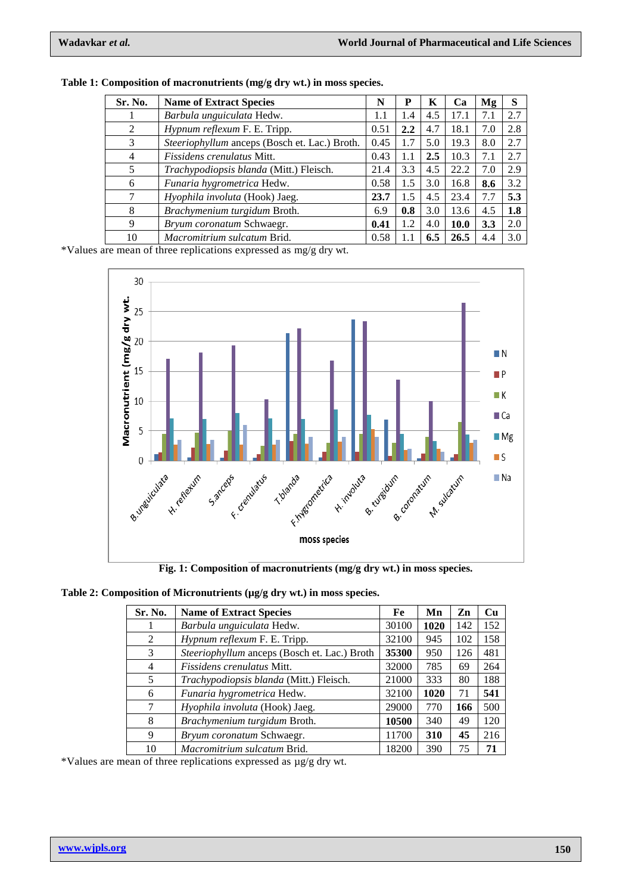**Table 1: Composition of macronutrients (mg/g dry wt.) in moss species.**

| Sr. No. | Name of Extract Species | N | P | K | Ca | Mg | S |
|---|---|---|---|---|---|---|---|
| 1 | *Barbula unguiculata* Hedw. | 1.1 | 1.4 | 4.5 | 17.1 | 7.1 | 2.7 |
| 2 | *Hypnum reflexum* F. E. Tripp. | 0.51 | **2.2** | 4.7 | 18.1 | 7.0 | 2.8 |
| 3 | *Steeriophyllum* anceps (Bosch et. Lac.) Broth. | 0.45 | 1.7 | 5.0 | 19.3 | 8.0 | 2.7 |
| 4 | *Fissidens crenulatus* Mitt. | 0.43 | 1.1 | **2.5** | 10.3 | 7.1 | 2.7 |
| 5 | *Trachypodiopsis blanda* (Mitt.) Fleisch. | 21.4 | 3.3 | 4.5 | 22.2 | 7.0 | 2.9 |
| 6 | *Funaria hygrometrica* Hedw. | 0.58 | 1.5 | 3.0 | 16.8 | **8.6** | 3.2 |
| 7 | *Hyophila involuta* (Hook) Jaeg. | **23.7** | 1.5 | 4.5 | 23.4 | 7.7 | **5.3** |
| 8 | *Brachymenium turgidum* Broth. | 6.9 | **0.8** | 3.0 | 13.6 | 4.5 | **1.8** |
| 9 | *Bryum coronatum* Schwaegr. | **0.41** | 1.2 | 4.0 | **10.0** | **3.3** | 2.0 |
| 10 | *Macromitrium sulcatum* Brid. | 0.58 | 1.1 | **6.5** | **26.5** | 4.4 | 3.0 |

*Values are mean of three replications expressed as mg/g dry wt.

**Fig. 1: Composition of macronutrients (mg/g dry wt.) in moss species.**

**Table 2: Composition of Micronutrients (μg/g dry wt.) in moss species.**

| Sr. No. | Name of Extract Species | Fe | Mn | Zn | Cu |
|---|---|---|---|---|---|
| 1 | *Barbula unguiculata* Hedw. | 30100 | **1020** | 142 | 152 |
| 2 | *Hypnum reflexum* F. E. Tripp. | 32100 | 945 | 102 | 158 |
| 3 | *Steeriophyllum* anceps (Bosch et. Lac.) Broth | **35300** | 950 | 126 | 481 |
| 4 | *Fissidens crenulatus* Mitt. | 32000 | 785 | 69 | 264 |
| 5 | *Trachypodiopsis blanda* (Mitt.) Fleisch. | 21000 | 333 | 80 | 188 |
| 6 | *Funaria hygrometrica* Hedw. | 32100 | **1020** | 71 | **541** |
| 7 | *Hyophila involuta* (Hook) Jaeg. | 29000 | 770 | **166** | 500 |
| 8 | *Brachymenium turgidum* Broth. | **10500** | 340 | 49 | 120 |
| 9 | *Bryum coronatum* Schwaegr. | 11700 | **310** | **45** | 216 |
| 10 | *Macromitrium sulcatum* Brid. | 18200 | 390 | 75 | **71** |

*Values are mean of three replications expressed as μg/g dry wt.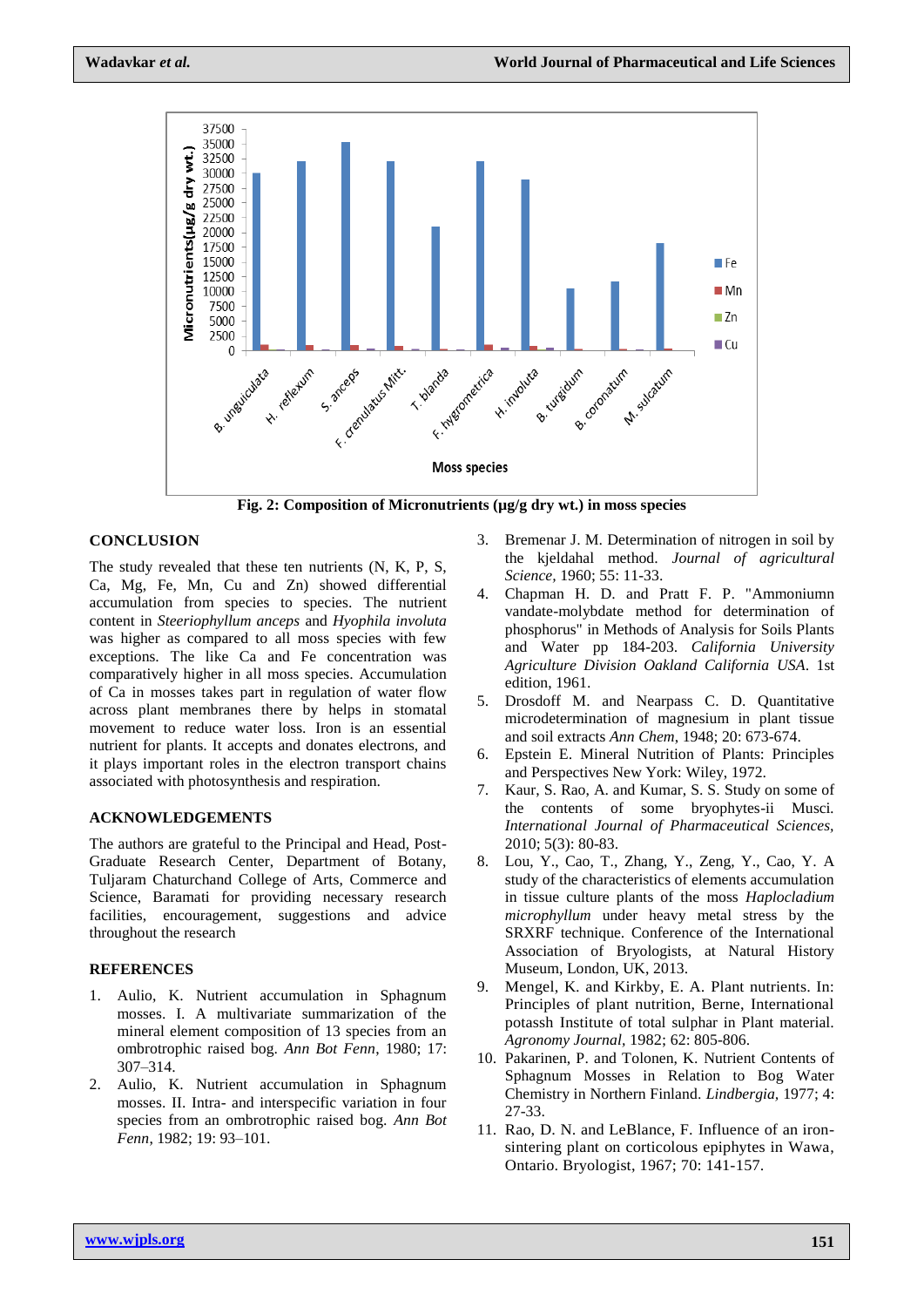Fig. 2: Composition of Micronutrients (μg/g dry wt.) in moss species

## CONCLUSION

The study revealed that these ten nutrients (N, K, P, S, Ca, Mg, Fe, Mn, Cu and Zn) showed differential accumulation from species to species. The nutrient content in *Steeriophyllum anceps* and *Hyophila involuta* was higher as compared to all moss species with few exceptions. The like Ca and Fe concentration was comparatively higher in all moss species. Accumulation of Ca in mosses takes part in regulation of water flow across plant membranes there by helps in stomatal movement to reduce water loss. Iron is an essential nutrient for plants. It accepts and donates electrons, and it plays important roles in the electron transport chains associated with photosynthesis and respiration.

## ACKNOWLEDGEMENTS

The authors are grateful to the Principal and Head, Post-Graduate Research Center, Department of Botany, Tuljaram Chaturchand College of Arts, Commerce and Science, Baramati for providing necessary research facilities, encouragement, suggestions and advice throughout the research

## REFERENCES

1. Aulio, K. Nutrient accumulation in Sphagnum mosses. I. A multivariate summarization of the mineral element composition of 13 species from an ombrotrophic raised bog. *Ann Bot Fenn*, 1980; 17: 307–314.
2. Aulio, K. Nutrient accumulation in Sphagnum mosses. II. Intra- and interspecific variation in four species from an ombrotrophic raised bog. *Ann Bot Fenn*, 1982; 19: 93–101.
3. Bremenar J. M. Determination of nitrogen in soil by the kjeldahal method. *Journal of agricultural Science*, 1960; 55: 11-33.
4. Chapman H. D. and Pratt F. P. "Ammoniumn vandate-molybdate method for determination of phosphorus" in Methods of Analysis for Soils Plants and Water pp 184-203. *California University Agriculture Division Oakland California USA*. 1st edition, 1961.
5. Drosdoff M. and Nearpass C. D. Quantitative microdetermination of magnesium in plant tissue and soil extracts *Ann Chem*, 1948; 20: 673-674.
6. Epstein E. Mineral Nutrition of Plants: Principles and Perspectives New York: Wiley, 1972.
7. Kaur, S. Rao, A. and Kumar, S. S. Study on some of the contents of some bryophytes-ii Musci. *International Journal of Pharmaceutical Sciences*, 2010; 5(3): 80-83.
8. Lou, Y., Cao, T., Zhang, Y., Zeng, Y., Cao, Y. A study of the characteristics of elements accumulation in tissue culture plants of the moss *Haplocladium microphyllum* under heavy metal stress by the SRXRF technique. Conference of the International Association of Bryologists, at Natural History Museum, London, UK, 2013.
9. Mengel, K. and Kirkby, E. A. Plant nutrients. In: Principles of plant nutrition, Berne, International potassh Institute of total sulphar in Plant material. *Agronomy Journal*, 1982; 62: 805-806.
10. Pakarinen, P. and Tolonen, K. Nutrient Contents of Sphagnum Mosses in Relation to Bog Water Chemistry in Northern Finland. *Lindbergia*, 1977; 4: 27-33.
11. Rao, D. N. and LeBlance, F. Influence of an iron-sintering plant on corticolous epiphytes in Wawa, Ontario. Bryologist, 1967; 70: 141-157.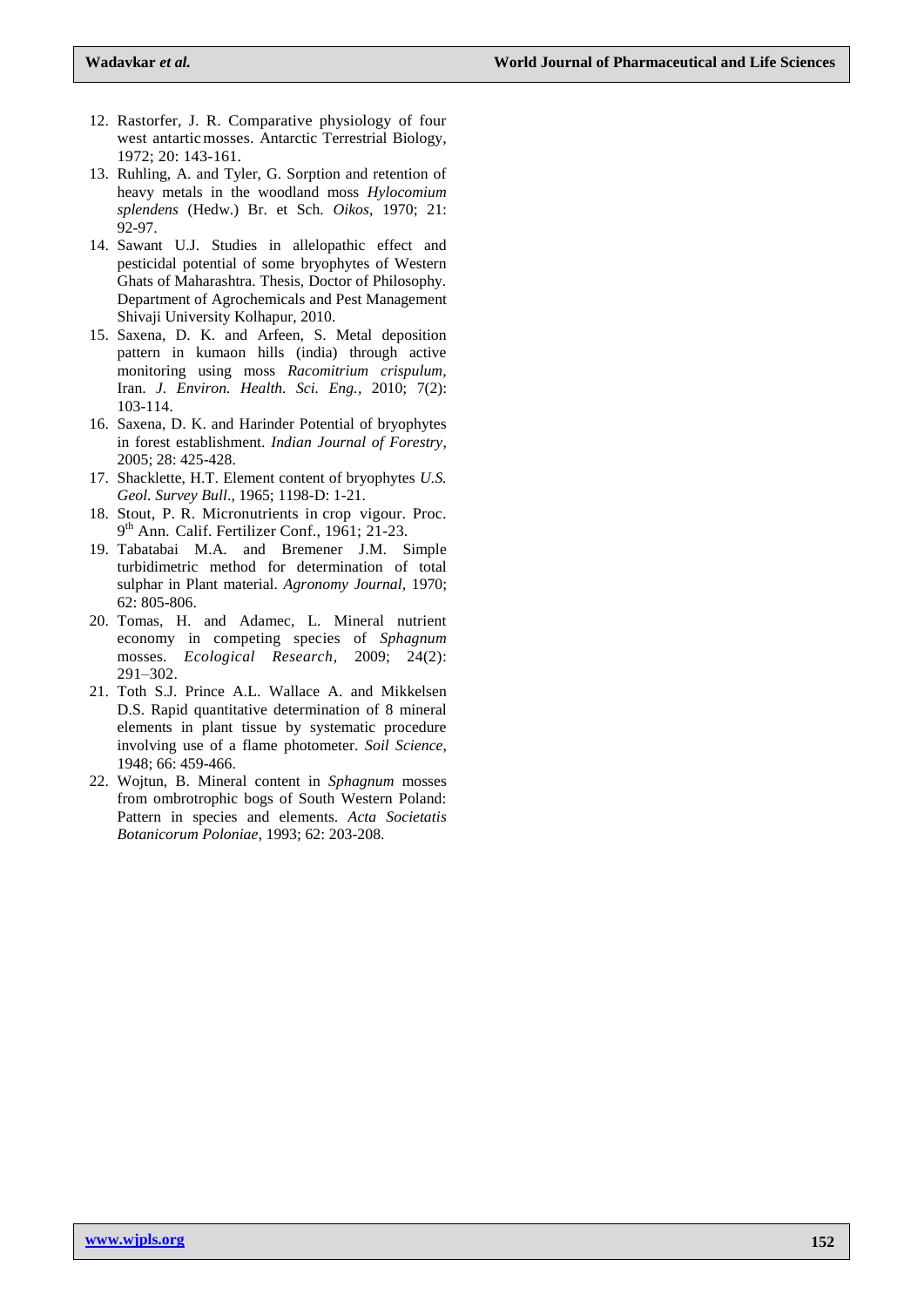12. Rastorfer, J. R. Comparative physiology of four west antartic mosses. Antarctic Terrestrial Biology, 1972; 20: 143-161.
13. Ruhling, A. and Tyler, G. Sorption and retention of heavy metals in the woodland moss *Hylocomium splendens* (Hedw.) Br. et Sch. *Oikos*, 1970; 21: 92-97.
14. Sawant U.J. Studies in allelopathic effect and pesticidal potential of some bryophytes of Western Ghats of Maharashtra. Thesis, Doctor of Philosophy. Department of Agrochemicals and Pest Management Shivaji University Kolhapur, 2010.
15. Saxena, D. K. and Arfeen, S. Metal deposition pattern in kumaon hills (india) through active monitoring using moss *Racomitrium crispulum*, Iran. *J. Environ. Health. Sci. Eng.*, 2010; 7(2): 103-114.
16. Saxena, D. K. and Harinder Potential of bryophytes in forest establishment. *Indian Journal of Forestry*, 2005; 28: 425-428.
17. Shacklette, H.T. Element content of bryophytes *U.S. Geol. Survey Bull*., 1965; 1198-D: 1-21.
18. Stout, P. R. Micronutrients in crop vigour. Proc. 9th Ann. Calif. Fertilizer Conf., 1961; 21-23.
19. Tabatabai M.A. and Bremener J.M. Simple turbidimetric method for determination of total sulphar in Plant material. *Agronomy Journal*, 1970; 62: 805-806.
20. Tomas, H. and Adamec, L. Mineral nutrient economy in competing species of *Sphagnum* mosses. *Ecological Research*, 2009; 24(2): 291–302.
21. Toth S.J. Prince A.L. Wallace A. and Mikkelsen D.S. Rapid quantitative determination of 8 mineral elements in plant tissue by systematic procedure involving use of a flame photometer. *Soil Science*, 1948; 66: 459-466.
22. Wojtun, B. Mineral content in *Sphagnum* mosses from ombrotrophic bogs of South Western Poland: Pattern in species and elements. *Acta Societatis Botanicorum Poloniae*, 1993; 62: 203-208.